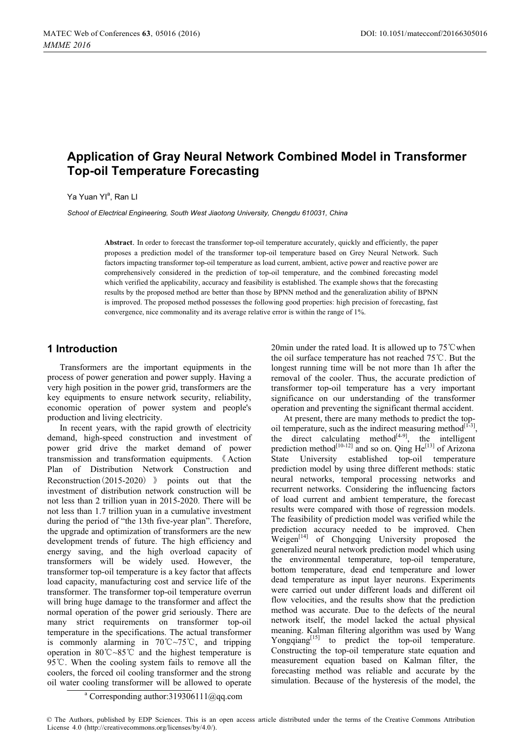# Application of Gray Neural Network Combined Model in Transformer Top-oil Temperature Forecasting

Ya Yuan YI[a], Ran LI

*School of Electrical Engineering, South West Jiaotong University, Chengdu 610031, China*

**Abstract.** In order to forecast the transformer top-oil temperature accurately, quickly and efficiently, the paper proposes a prediction model of the transformer top-oil temperature based on Grey Neural Network. Such factors impacting transformer top-oil temperature as load current, ambient, active power and reactive power are comprehensively considered in the prediction of top-oil temperature, and the combined forecasting model which verified the applicability, accuracy and feasibility is established. The example shows that the forecasting results by the proposed method are better than those by BPNN method and the generalization ability of BPNN is improved. The proposed method possesses the following good properties: high precision of forecasting, fast convergence, nice commonality and its average relative error is within the range of 1%.

## 1 Introduction

Transformers are the important equipments in the process of power generation and power supply. Having a very high position in the power grid, transformers are the key equipments to ensure network security, reliability, economic operation of power system and people's production and living electricity.

In recent years, with the rapid growth of electricity demand, high-speed construction and investment of power grid drive the market demand of power transmission and transformation equipments. 《Action Plan of Distribution Network Construction and Reconstruction（2015-2020）》 points out that the investment of distribution network construction will be not less than 2 trillion yuan in 2015-2020. There will be not less than 1.7 trillion yuan in a cumulative investment during the period of "the 13th five-year plan". Therefore, the upgrade and optimization of transformers are the new development trends of future. The high efficiency and energy saving, and the high overload capacity of transformers will be widely used. However, the transformer top-oil temperature is a key factor that affects load capacity, manufacturing cost and service life of the transformer. The transformer top-oil temperature overrun will bring huge damage to the transformer and affect the normal operation of the power grid seriously. There are many strict requirements on transformer top-oil temperature in the specifications. The actual transformer is commonly alarming in 70℃~75℃, and tripping operation in 80℃~85℃ and the highest temperature is 95℃. When the cooling system fails to remove all the coolers, the forced oil cooling transformer and the strong oil water cooling transformer will be allowed to operate 20min under the rated load. It is allowed up to 75℃when the oil surface temperature has not reached 75℃. But the longest running time will be not more than 1h after the removal of the cooler. Thus, the accurate prediction of transformer top-oil temperature has a very important significance on our understanding of the transformer operation and preventing the significant thermal accident.

At present, there are many methods to predict the top-oil temperature, such as the indirect measuring method[1-3], the direct calculating method[4-9], the intelligent prediction method[10-12] and so on. Qing He[13] of Arizona State University established top-oil temperature prediction model by using three different methods: static neural networks, temporal processing networks and recurrent networks. Considering the influencing factors of load current and ambient temperature, the forecast results were compared with those of regression models. The feasibility of prediction model was verified while the prediction accuracy needed to be improved. Chen Weigen[14] of Chongqing University proposed the generalized neural network prediction model which using the environmental temperature, top-oil temperature, bottom temperature, dead end temperature and lower dead temperature as input layer neurons. Experiments were carried out under different loads and different oil flow velocities, and the results show that the prediction method was accurate. Due to the defects of the neural network itself, the model lacked the actual physical meaning. Kalman filtering algorithm was used by Wang Yongqiang[15] to predict the top-oil temperature. Constructing the top-oil temperature state equation and measurement equation based on Kalman filter, the forecasting method was reliable and accurate by the simulation. Because of the hysteresis of the model, the

[a] Corresponding author:319306111@qq.com

© The Authors, published by EDP Sciences. This is an open access article distributed under the terms of the Creative Commons Attribution License 4.0 (http://creativecommons.org/licenses/by/4.0/).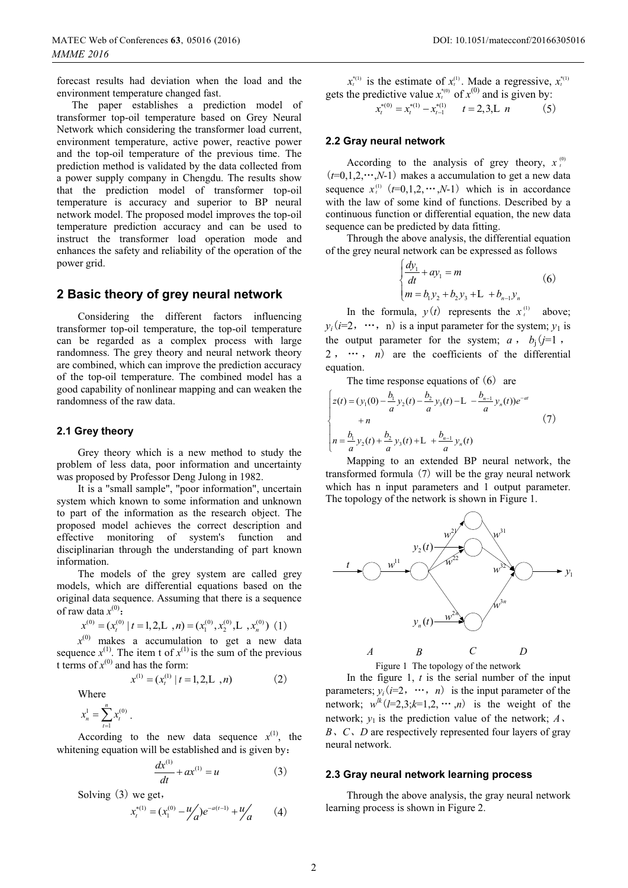forecast results had deviation when the load and the environment temperature changed fast.

The paper establishes a prediction model of transformer top-oil temperature based on Grey Neural Network which considering the transformer load current, environment temperature, active power, reactive power and the top-oil temperature of the previous time. The prediction method is validated by the data collected from a power supply company in Chengdu. The results show that the prediction model of transformer top-oil temperature is accuracy and superior to BP neural network model. The proposed model improves the top-oil temperature prediction accuracy and can be used to instruct the transformer load operation mode and enhances the safety and reliability of the operation of the power grid.

## 2 Basic theory of grey neural network

Considering the different factors influencing transformer top-oil temperature, the top-oil temperature can be regarded as a complex process with large randomness. The grey theory and neural network theory are combined, which can improve the prediction accuracy of the top-oil temperature. The combined model has a good capability of nonlinear mapping and can weaken the randomness of the raw data.

### 2.1 Grey theory

Grey theory which is a new method to study the problem of less data, poor information and uncertainty was proposed by Professor Deng Julong in 1982.

It is a "small sample", "poor information", uncertain system which known to some information and unknown to part of the information as the research object. The proposed model achieves the correct description and effective monitoring of system's function and disciplinarian through the understanding of part known information.

The models of the grey system are called grey models, which are differential equations based on the original data sequence. Assuming that there is a sequence of raw data $x^{(0)}$:

$$x^{(0)} = (x_t^{(0)} \mid t = 1, 2, \ldots, n) = (x_1^{(0)}, x_2^{(0)}, \ldots, x_n^{(0)}) \quad (1)$$

$x^{(0)}$ makes a accumulation to get a new data sequence $x^{(1)}$. The item t of $x^{(1)}$ is the sum of the previous t terms of $x^{(0)}$ and has the form:

$$x^{(1)} = (x_t^{(1)} \mid t = 1, 2, \ldots, n) \quad (2)$$

Where

$$x_n^1 = \sum_{t=1}^{n} x_t^{(0)} .$$

According to the new data sequence $x^{(1)}$, the whitening equation will be established and is given by:

$$\frac{dx^{(1)}}{dt} + ax^{(1)} = u \quad (3)$$

Solving (3) we get,

$$x_t^{*(1)} = (x_1^{(0)} - u/a)e^{-a(t-1)} + u/a \quad (4)$$

$x_t^{*(1)}$ is the estimate of $x_t^{(1)}$. Made a regressive, $x_t^{*(1)}$ gets the predictive value $x_t^{*(0)}$ of $x^{(0)}$ and is given by:

$$x_t^{*(0)} = x_t^{*(1)} - x_{t-1}^{*(1)} \quad t = 2, 3, \ldots n \quad (5)$$

### 2.2 Gray neural network

According to the analysis of grey theory, $x_t^{(0)}$ ($t$=0,1,2,⋯,$N$-1) makes a accumulation to get a new data sequence $x_t^{(1)}$ ($t$=0,1,2,⋯,$N$-1) which is in accordance with the law of some kind of functions. Described by a continuous function or differential equation, the new data sequence can be predicted by data fitting.

Through the above analysis, the differential equation of the grey neural network can be expressed as follows

$$\begin{cases} \dfrac{dy_1}{dt} + ay_1 = m \\ m = b_1 y_2 + b_2 y_3 + \ldots + b_{n-1} y_n \end{cases} \quad (6)$$

In the formula, $y(t)$ represents the $x_t^{(1)}$ above; $y_i$($i$=2, ⋯, n) is a input parameter for the system; $y_1$ is the output parameter for the system; $a$, $b_j$($j$=1, 2, ⋯, $n$) are the coefficients of the differential equation.

The time response equations of (6) are

$$\begin{cases} z(t) = (y_1(0) - \dfrac{b_1}{a} y_2(t) - \dfrac{b_2}{a} y_3(t) - \ldots - \dfrac{b_{n-1}}{a} y_n(t))e^{-at} \\ \quad + n \\ n = \dfrac{b_1}{a} y_2(t) + \dfrac{b_2}{a} y_3(t) + \ldots + \dfrac{b_{n-1}}{a} y_n(t) \end{cases} \quad (7)$$

Mapping to an extended BP neural network, the transformed formula (7) will be the gray neural network which has n input parameters and 1 output parameter. The topology of the network is shown in Figure 1.

Figure 1 The topology of the network

In the figure 1, $t$ is the serial number of the input parameters; $y_i$($i$=2, ⋯, $n$) is the input parameter of the network; $w^{lk}$($l$=2,3;$k$=1,2, ⋯ ,$n$) is the weight of the network; $y_1$ is the prediction value of the network; $A$、$B$、$C$、$D$ are respectively represented four layers of gray neural network.

### 2.3 Gray neural network learning process

Through the above analysis, the gray neural network learning process is shown in Figure 2.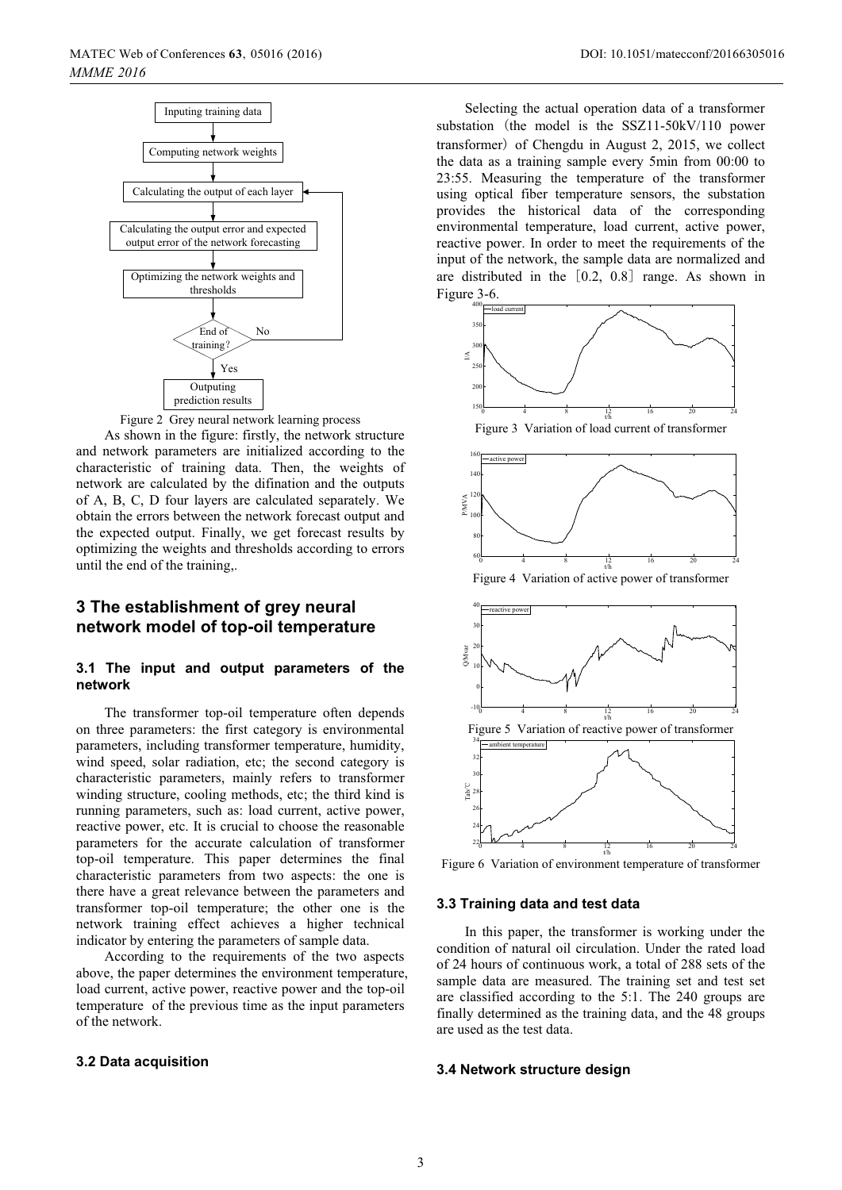Figure 2 Grey neural network learning process

As shown in the figure: firstly, the network structure and network parameters are initialized according to the characteristic of training data. Then, the weights of network are calculated by the difination and the outputs of A, B, C, D four layers are calculated separately. We obtain the errors between the network forecast output and the expected output. Finally, we get forecast results by optimizing the weights and thresholds according to errors until the end of the training,.

## 3 The establishment of grey neural network model of top-oil temperature

### 3.1 The input and output parameters of the network

The transformer top-oil temperature often depends on three parameters: the first category is environmental parameters, including transformer temperature, humidity, wind speed, solar radiation, etc; the second category is characteristic parameters, mainly refers to transformer winding structure, cooling methods, etc; the third kind is running parameters, such as: load current, active power, reactive power, etc. It is crucial to choose the reasonable parameters for the accurate calculation of transformer top-oil temperature. This paper determines the final characteristic parameters from two aspects: the one is there have a great relevance between the parameters and transformer top-oil temperature; the other one is the network training effect achieves a higher technical indicator by entering the parameters of sample data.

According to the requirements of the two aspects above, the paper determines the environment temperature, load current, active power, reactive power and the top-oil temperature of the previous time as the input parameters of the network.

### 3.2 Data acquisition

Selecting the actual operation data of a transformer substation（the model is the SSZ11-50kV/110 power transformer）of Chengdu in August 2, 2015, we collect the data as a training sample every 5min from 00:00 to 23:55. Measuring the temperature of the transformer using optical fiber temperature sensors, the substation provides the historical data of the corresponding environmental temperature, load current, active power, reactive power. In order to meet the requirements of the input of the network, the sample data are normalized and are distributed in the［0.2, 0.8］range. As shown in Figure 3-6.

Figure 3 Variation of load current of transformer

Figure 4 Variation of active power of transformer

Figure 5 Variation of reactive power of transformer

Figure 6 Variation of environment temperature of transformer

### 3.3 Training data and test data

In this paper, the transformer is working under the condition of natural oil circulation. Under the rated load of 24 hours of continuous work, a total of 288 sets of the sample data are measured. The training set and test set are classified according to the 5:1. The 240 groups are finally determined as the training data, and the 48 groups are used as the test data.

### 3.4 Network structure design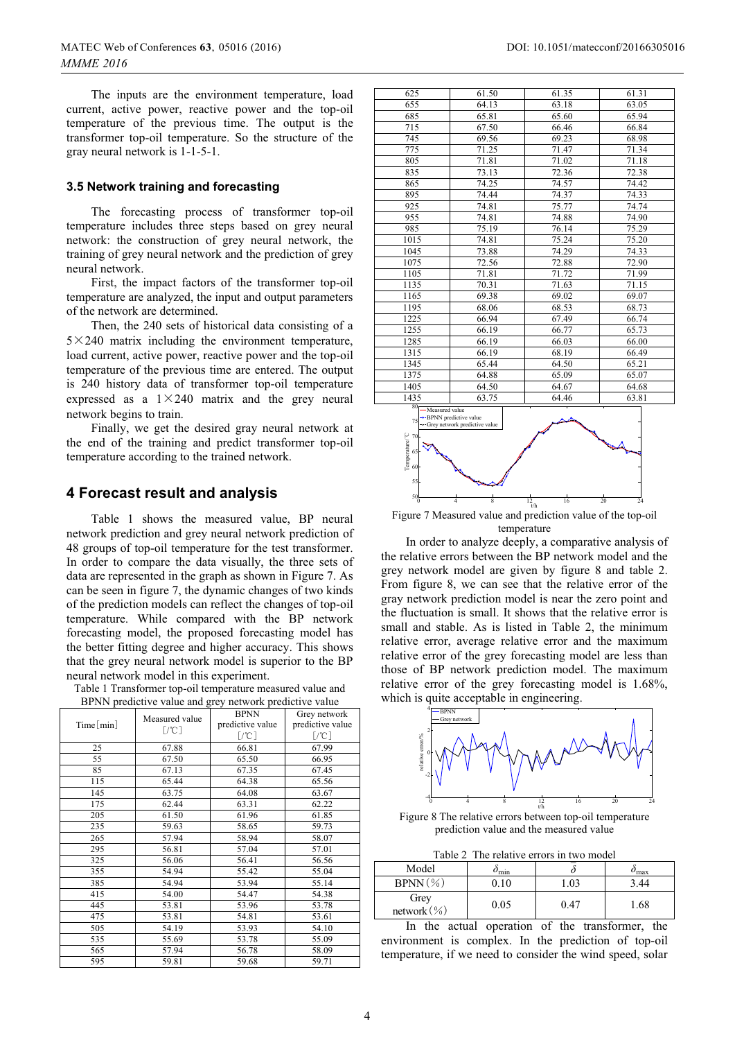The inputs are the environment temperature, load current, active power, reactive power and the top-oil temperature of the previous time. The output is the transformer top-oil temperature. So the structure of the gray neural network is 1-1-5-1.

### 3.5 Network training and forecasting

The forecasting process of transformer top-oil temperature includes three steps based on grey neural network: the construction of grey neural network, the training of grey neural network and the prediction of grey neural network.

First, the impact factors of the transformer top-oil temperature are analyzed, the input and output parameters of the network are determined.

Then, the 240 sets of historical data consisting of a 5×240 matrix including the environment temperature, load current, active power, reactive power and the top-oil temperature of the previous time are entered. The output is 240 history data of transformer top-oil temperature expressed as a 1×240 matrix and the grey neural network begins to train.

Finally, we get the desired gray neural network at the end of the training and predict transformer top-oil temperature according to the trained network.

## 4 Forecast result and analysis

Table 1 shows the measured value, BP neural network prediction and grey neural network prediction of 48 groups of top-oil temperature for the test transformer. In order to compare the data visually, the three sets of data are represented in the graph as shown in Figure 7. As can be seen in figure 7, the dynamic changes of two kinds of the prediction models can reflect the changes of top-oil temperature. While compared with the BP network forecasting model, the proposed forecasting model has the better fitting degree and higher accuracy. This shows that the grey neural network model is superior to the BP neural network model in this experiment.

Table 1 Transformer top-oil temperature measured value and BPNN predictive value and grey network predictive value

| Time[min] | Measured value [/℃] | BPNN predictive value [/℃] | Grey network predictive value [/℃] |
|---|---|---|---|
| 25 | 67.88 | 66.81 | 67.99 |
| 55 | 67.50 | 65.50 | 66.95 |
| 85 | 67.13 | 67.35 | 67.45 |
| 115 | 65.44 | 64.38 | 65.56 |
| 145 | 63.75 | 64.08 | 63.67 |
| 175 | 62.44 | 63.31 | 62.22 |
| 205 | 61.50 | 61.96 | 61.85 |
| 235 | 59.63 | 58.65 | 59.73 |
| 265 | 57.94 | 58.94 | 58.07 |
| 295 | 56.81 | 57.04 | 57.01 |
| 325 | 56.06 | 56.41 | 56.56 |
| 355 | 54.94 | 55.42 | 55.04 |
| 385 | 54.94 | 53.94 | 55.14 |
| 415 | 54.00 | 54.47 | 54.38 |
| 445 | 53.81 | 53.96 | 53.78 |
| 475 | 53.81 | 54.81 | 53.61 |
| 505 | 54.19 | 53.93 | 54.10 |
| 535 | 55.69 | 53.78 | 55.09 |
| 565 | 57.94 | 56.78 | 58.09 |
| 595 | 59.81 | 59.68 | 59.71 |
| 625 | 61.50 | 61.35 | 61.31 |
| 655 | 64.13 | 63.18 | 63.05 |
| 685 | 65.81 | 65.60 | 65.94 |
| 715 | 67.50 | 66.46 | 66.84 |
| 745 | 69.56 | 69.23 | 68.98 |
| 775 | 71.25 | 71.47 | 71.34 |
| 805 | 71.81 | 71.02 | 71.18 |
| 835 | 73.13 | 72.36 | 72.38 |
| 865 | 74.25 | 74.57 | 74.42 |
| 895 | 74.44 | 74.37 | 74.33 |
| 925 | 74.81 | 75.77 | 74.74 |
| 955 | 74.81 | 74.88 | 74.90 |
| 985 | 75.19 | 76.14 | 75.29 |
| 1015 | 74.81 | 75.24 | 75.20 |
| 1045 | 73.88 | 74.29 | 74.33 |
| 1075 | 72.56 | 72.88 | 72.90 |
| 1105 | 71.81 | 71.72 | 71.99 |
| 1135 | 70.31 | 71.63 | 71.15 |
| 1165 | 69.38 | 69.02 | 69.07 |
| 1195 | 68.06 | 68.53 | 68.73 |
| 1225 | 66.94 | 67.49 | 66.74 |
| 1255 | 66.19 | 66.77 | 65.73 |
| 1285 | 66.19 | 66.03 | 66.00 |
| 1315 | 66.19 | 68.19 | 66.49 |
| 1345 | 65.44 | 64.50 | 65.21 |
| 1375 | 64.88 | 65.09 | 65.07 |
| 1405 | 64.50 | 64.67 | 64.68 |
| 1435 | 63.75 | 64.46 | 63.81 |

Figure 7 Measured value and prediction value of the top-oil temperature

In order to analyze deeply, a comparative analysis of the relative errors between the BP network model and the grey network model are given by figure 8 and table 2. From figure 8, we can see that the relative error of the gray network prediction model is near the zero point and the fluctuation is small. It shows that the relative error is small and stable. As is listed in Table 2, the minimum relative error, average relative error and the maximum relative error of the grey forecasting model are less than those of BP network prediction model. The maximum relative error of the grey forecasting model is 1.68%, which is quite acceptable in engineering.

Figure 8 The relative errors between top-oil temperature prediction value and the measured value

Table 2 The relative errors in two model

| Model | $\delta_{min}$ | $\bar{\delta}$ | $\delta_{max}$ |
|---|---|---|---|
| BPNN(%) | 0.10 | 1.03 | 3.44 |
| Grey network(%) | 0.05 | 0.47 | 1.68 |

In the actual operation of the transformer, the environment is complex. In the prediction of top-oil temperature, if we need to consider the wind speed, solar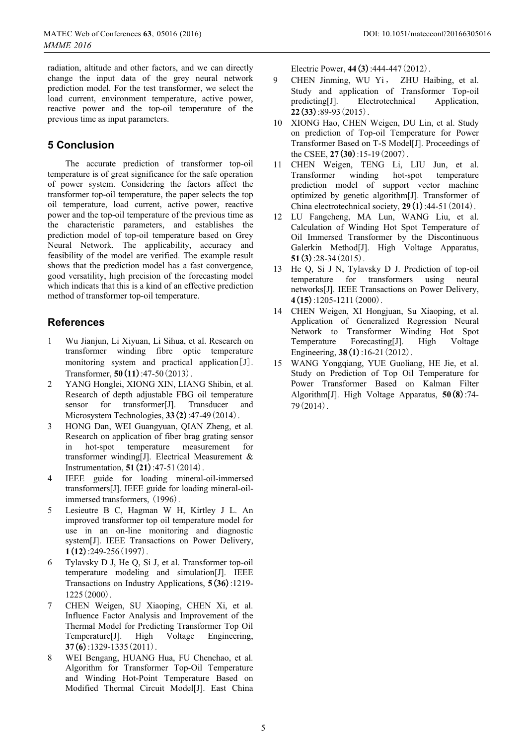radiation, altitude and other factors, and we can directly change the input data of the grey neural network prediction model. For the test transformer, we select the load current, environment temperature, active power, reactive power and the top-oil temperature of the previous time as input parameters.

## 5 Conclusion

The accurate prediction of transformer top-oil temperature is of great significance for the safe operation of power system. Considering the factors affect the transformer top-oil temperature, the paper selects the top oil temperature, load current, active power, reactive power and the top-oil temperature of the previous time as the characteristic parameters, and establishes the prediction model of top-oil temperature based on Grey Neural Network. The applicability, accuracy and feasibility of the model are verified. The example result shows that the prediction model has a fast convergence, good versatility, high precision of the forecasting model which indicats that this is a kind of an effective prediction method of transformer top-oil temperature.

## References

1. Wu Jianjun, Li Xiyuan, Li Sihua, et al. Research on transformer winding fibre optic temperature monitoring system and practical application[J]. Transformer, **50(11)**:47-50(2013).
2. YANG Honglei, XIONG XIN, LIANG Shibin, et al. Research of depth adjustable FBG oil temperature sensor for transformer[J]. Transducer and Microsystem Technologies, **33(2)**:47-49(2014).
3. HONG Dan, WEI Guangyuan, QIAN Zheng, et al. Research on application of fiber brag grating sensor in hot-spot temperature measurement for transformer winding[J]. Electrical Measurement & Instrumentation, **51(21)**:47-51(2014).
4. IEEE guide for loading mineral-oil-immersed transformers[J]. IEEE guide for loading mineral-oil-immersed transformers, (1996).
5. Lesieutre B C, Hagman W H, Kirtley J L. An improved transformer top oil temperature model for use in an on-line monitoring and diagnostic system[J]. IEEE Transactions on Power Delivery, **1(12)**:249-256(1997).
6. Tylavsky D J, He Q, Si J, et al. Transformer top-oil temperature modeling and simulation[J]. IEEE Transactions on Industry Applications, **5(36)**:1219-1225(2000).
7. CHEN Weigen, SU Xiaoping, CHEN Xi, et al. Influence Factor Analysis and Improvement of the Thermal Model for Predicting Transformer Top Oil Temperature[J]. High Voltage Engineering, **37(6)**:1329-1335(2011).
8. WEI Bengang, HUANG Hua, FU Chenchao, et al. Algorithm for Transformer Top-Oil Temperature and Winding Hot-Point Temperature Based on Modified Thermal Circuit Model[J]. East China Electric Power, **44(3)**:444-447(2012).
9. CHEN Jinming, WU Yi, ZHU Haibing, et al. Study and application of Transformer Top-oil predicting[J]. Electrotechnical Application, **22(33)**:89-93(2015).
10. XIONG Hao, CHEN Weigen, DU Lin, et al. Study on prediction of Top-oil Temperature for Power Transformer Based on T-S Model[J]. Proceedings of the CSEE, **27(30)**:15-19(2007).
11. CHEN Weigen, TENG Li, LIU Jun, et al. Transformer winding hot-spot temperature prediction model of support vector machine optimized by genetic algorithm[J]. Transformer of China electrotechnical society, **29(1)**:44-51(2014).
12. LU Fangcheng, MA Lun, WANG Liu, et al. Calculation of Winding Hot Spot Temperature of Oil Immersed Transformer by the Discontinuous Galerkin Method[J]. High Voltage Apparatus, **51(3)**:28-34(2015).
13. He Q, Si J N, Tylavsky D J. Prediction of top-oil temperature for transformers using neural networks[J]. IEEE Transactions on Power Delivery, **4(15)**:1205-1211(2000).
14. CHEN Weigen, XI Hongjuan, Su Xiaoping, et al. Application of Generalized Regression Neural Network to Transformer Winding Hot Spot Temperature Forecasting[J]. High Voltage Engineering, **38(1)**:16-21(2012).
15. WANG Yongqiang, YUE Guoliang, HE Jie, et al. Study on Prediction of Top Oil Temperature for Power Transformer Based on Kalman Filter Algorithm[J]. High Voltage Apparatus, **50(8)**:74-79(2014).